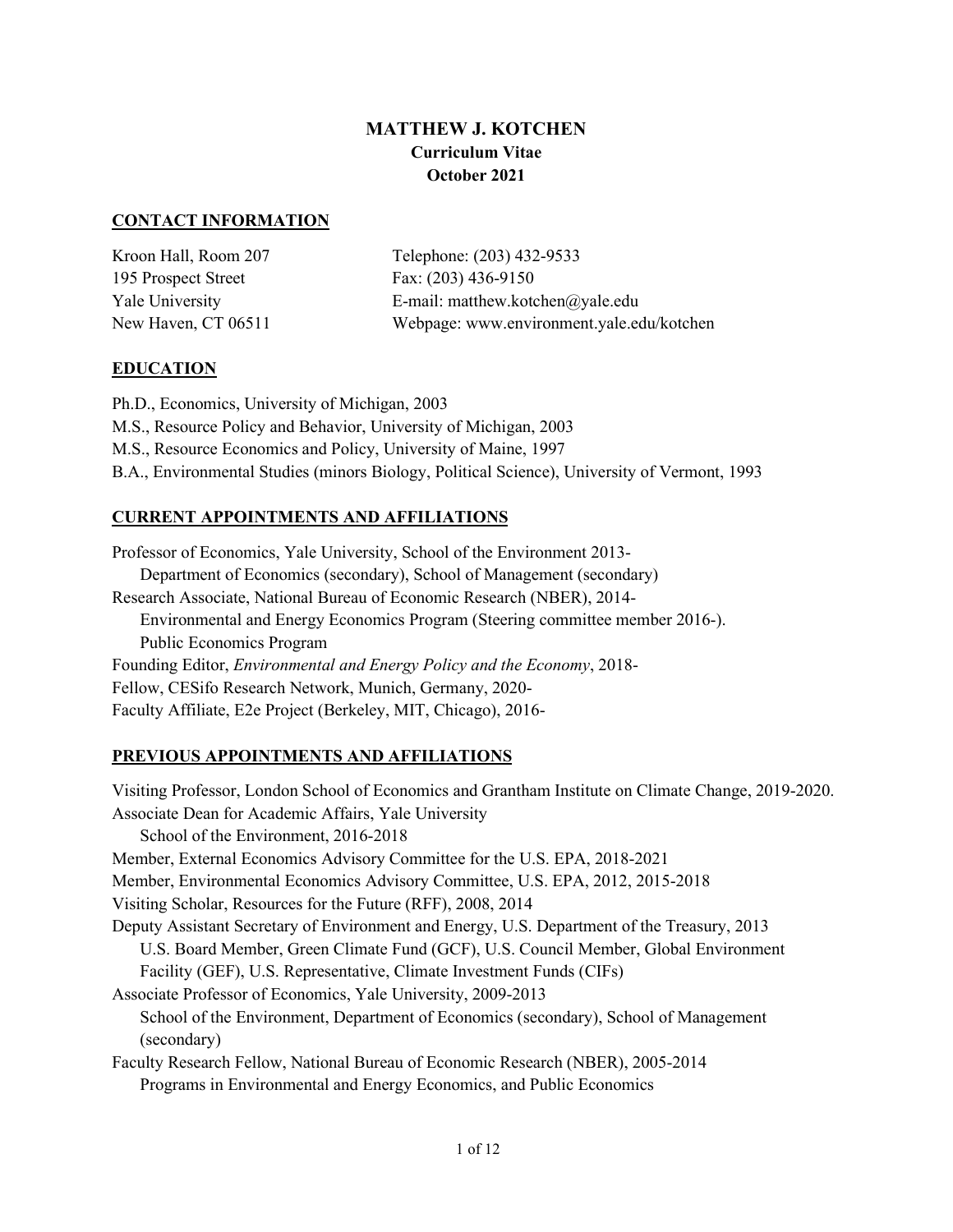# MATTHEW J. KOTCHEN

**Curriculum Vitae**

**October 2021**

## CONTACT INFORMATION

Kroon Hall, Room 207
195 Prospect Street
Yale University
New Haven, CT 06511

Telephone: (203) 432-9533
Fax: (203) 436-9150
E-mail: matthew.kotchen@yale.edu
Webpage: www.environment.yale.edu/kotchen

## EDUCATION

Ph.D., Economics, University of Michigan, 2003
M.S., Resource Policy and Behavior, University of Michigan, 2003
M.S., Resource Economics and Policy, University of Maine, 1997
B.A., Environmental Studies (minors Biology, Political Science), University of Vermont, 1993

## CURRENT APPOINTMENTS AND AFFILIATIONS

Professor of Economics, Yale University, School of the Environment 2013-
  Department of Economics (secondary), School of Management (secondary)
Research Associate, National Bureau of Economic Research (NBER), 2014-
  Environmental and Energy Economics Program (Steering committee member 2016-).
  Public Economics Program
Founding Editor, *Environmental and Energy Policy and the Economy*, 2018-
Fellow, CESifo Research Network, Munich, Germany, 2020-
Faculty Affiliate, E2e Project (Berkeley, MIT, Chicago), 2016-

## PREVIOUS APPOINTMENTS AND AFFILIATIONS

Visiting Professor, London School of Economics and Grantham Institute on Climate Change, 2019-2020.
Associate Dean for Academic Affairs, Yale University
  School of the Environment, 2016-2018
Member, External Economics Advisory Committee for the U.S. EPA, 2018-2021
Member, Environmental Economics Advisory Committee, U.S. EPA, 2012, 2015-2018
Visiting Scholar, Resources for the Future (RFF), 2008, 2014
Deputy Assistant Secretary of Environment and Energy, U.S. Department of the Treasury, 2013
  U.S. Board Member, Green Climate Fund (GCF), U.S. Council Member, Global Environment Facility (GEF), U.S. Representative, Climate Investment Funds (CIFs)
Associate Professor of Economics, Yale University, 2009-2013
  School of the Environment, Department of Economics (secondary), School of Management (secondary)
Faculty Research Fellow, National Bureau of Economic Research (NBER), 2005-2014
  Programs in Environmental and Energy Economics, and Public Economics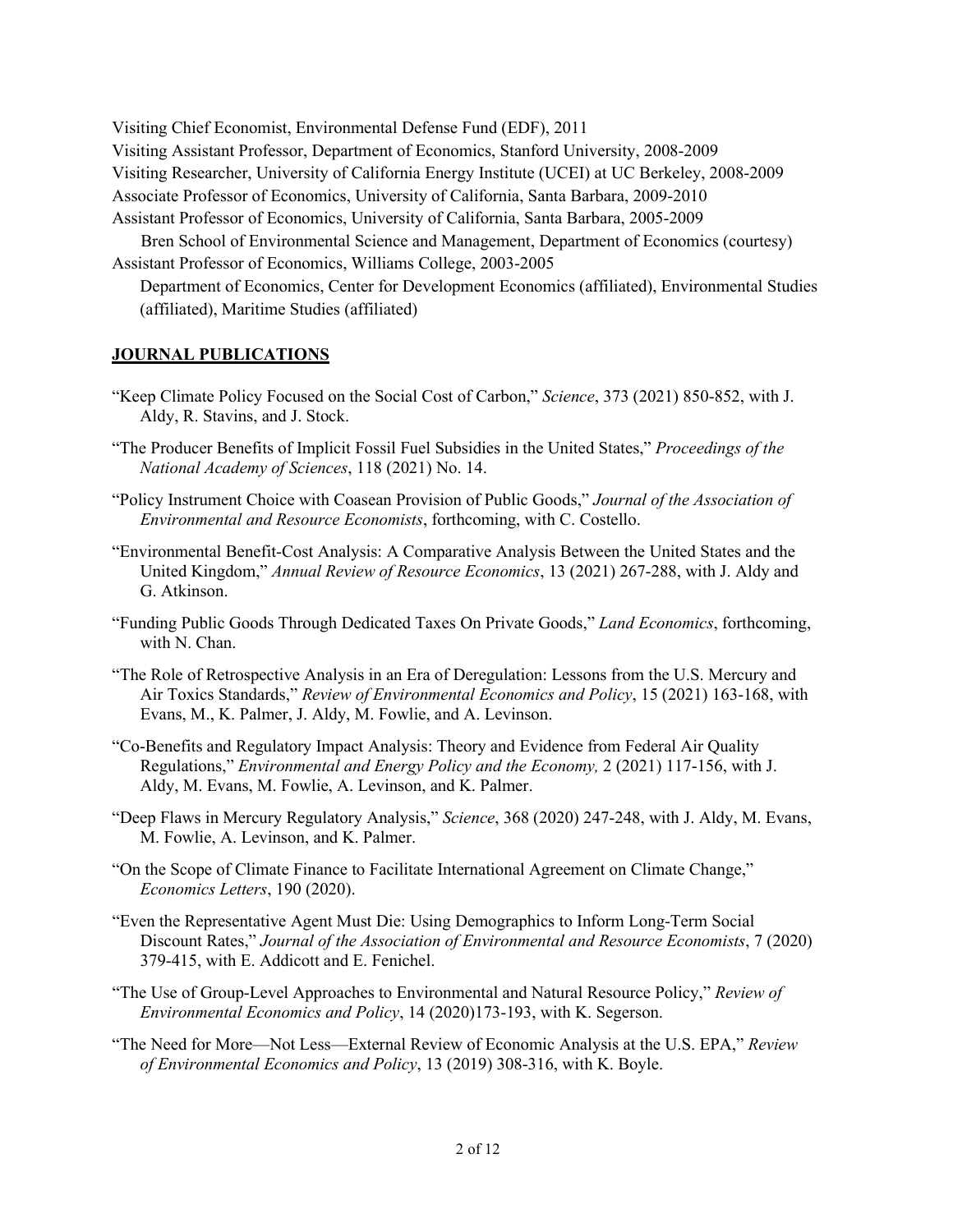Visiting Chief Economist, Environmental Defense Fund (EDF), 2011

Visiting Assistant Professor, Department of Economics, Stanford University, 2008-2009

Visiting Researcher, University of California Energy Institute (UCEI) at UC Berkeley, 2008-2009

Associate Professor of Economics, University of California, Santa Barbara, 2009-2010

Assistant Professor of Economics, University of California, Santa Barbara, 2005-2009

Bren School of Environmental Science and Management, Department of Economics (courtesy)

Assistant Professor of Economics, Williams College, 2003-2005

Department of Economics, Center for Development Economics (affiliated), Environmental Studies (affiliated), Maritime Studies (affiliated)

## JOURNAL PUBLICATIONS

"Keep Climate Policy Focused on the Social Cost of Carbon," *Science*, 373 (2021) 850-852, with J. Aldy, R. Stavins, and J. Stock.

"The Producer Benefits of Implicit Fossil Fuel Subsidies in the United States," *Proceedings of the National Academy of Sciences*, 118 (2021) No. 14.

"Policy Instrument Choice with Coasean Provision of Public Goods," *Journal of the Association of Environmental and Resource Economists*, forthcoming, with C. Costello.

"Environmental Benefit-Cost Analysis: A Comparative Analysis Between the United States and the United Kingdom," *Annual Review of Resource Economics*, 13 (2021) 267-288, with J. Aldy and G. Atkinson.

"Funding Public Goods Through Dedicated Taxes On Private Goods," *Land Economics*, forthcoming, with N. Chan.

"The Role of Retrospective Analysis in an Era of Deregulation: Lessons from the U.S. Mercury and Air Toxics Standards," *Review of Environmental Economics and Policy*, 15 (2021) 163-168, with Evans, M., K. Palmer, J. Aldy, M. Fowlie, and A. Levinson.

"Co-Benefits and Regulatory Impact Analysis: Theory and Evidence from Federal Air Quality Regulations," *Environmental and Energy Policy and the Economy,* 2 (2021) 117-156, with J. Aldy, M. Evans, M. Fowlie, A. Levinson, and K. Palmer.

"Deep Flaws in Mercury Regulatory Analysis," *Science*, 368 (2020) 247-248, with J. Aldy, M. Evans, M. Fowlie, A. Levinson, and K. Palmer.

"On the Scope of Climate Finance to Facilitate International Agreement on Climate Change," *Economics Letters*, 190 (2020).

"Even the Representative Agent Must Die: Using Demographics to Inform Long-Term Social Discount Rates," *Journal of the Association of Environmental and Resource Economists*, 7 (2020) 379-415, with E. Addicott and E. Fenichel.

"The Use of Group-Level Approaches to Environmental and Natural Resource Policy," *Review of Environmental Economics and Policy*, 14 (2020)173-193, with K. Segerson.

"The Need for More—Not Less—External Review of Economic Analysis at the U.S. EPA," *Review of Environmental Economics and Policy*, 13 (2019) 308-316, with K. Boyle.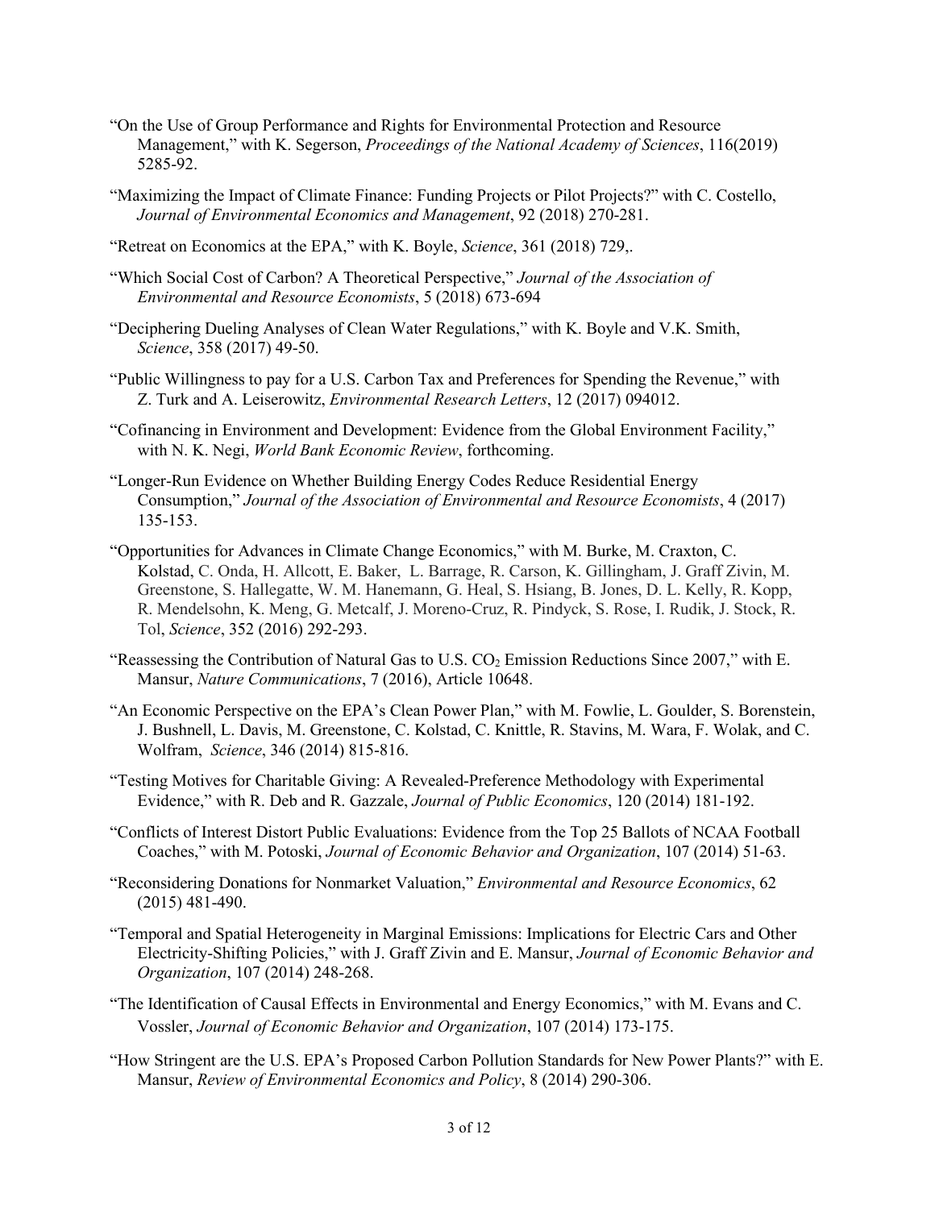"On the Use of Group Performance and Rights for Environmental Protection and Resource Management," with K. Segerson, *Proceedings of the National Academy of Sciences*, 116(2019) 5285-92.

"Maximizing the Impact of Climate Finance: Funding Projects or Pilot Projects?" with C. Costello, *Journal of Environmental Economics and Management*, 92 (2018) 270-281.

"Retreat on Economics at the EPA," with K. Boyle, *Science*, 361 (2018) 729,.

"Which Social Cost of Carbon? A Theoretical Perspective," *Journal of the Association of Environmental and Resource Economists*, 5 (2018) 673-694

"Deciphering Dueling Analyses of Clean Water Regulations," with K. Boyle and V.K. Smith, *Science*, 358 (2017) 49-50.

"Public Willingness to pay for a U.S. Carbon Tax and Preferences for Spending the Revenue," with Z. Turk and A. Leiserowitz, *Environmental Research Letters*, 12 (2017) 094012.

"Cofinancing in Environment and Development: Evidence from the Global Environment Facility," with N. K. Negi, *World Bank Economic Review*, forthcoming.

"Longer-Run Evidence on Whether Building Energy Codes Reduce Residential Energy Consumption," *Journal of the Association of Environmental and Resource Economists*, 4 (2017) 135-153.

"Opportunities for Advances in Climate Change Economics," with M. Burke, M. Craxton, C. Kolstad, C. Onda, H. Allcott, E. Baker, L. Barrage, R. Carson, K. Gillingham, J. Graff Zivin, M. Greenstone, S. Hallegatte, W. M. Hanemann, G. Heal, S. Hsiang, B. Jones, D. L. Kelly, R. Kopp, R. Mendelsohn, K. Meng, G. Metcalf, J. Moreno-Cruz, R. Pindyck, S. Rose, I. Rudik, J. Stock, R. Tol, *Science*, 352 (2016) 292-293.

"Reassessing the Contribution of Natural Gas to U.S. $CO_2$ Emission Reductions Since 2007," with E. Mansur, *Nature Communications*, 7 (2016), Article 10648.

"An Economic Perspective on the EPA's Clean Power Plan," with M. Fowlie, L. Goulder, S. Borenstein, J. Bushnell, L. Davis, M. Greenstone, C. Kolstad, C. Knittle, R. Stavins, M. Wara, F. Wolak, and C. Wolfram, *Science*, 346 (2014) 815-816.

"Testing Motives for Charitable Giving: A Revealed-Preference Methodology with Experimental Evidence," with R. Deb and R. Gazzale, *Journal of Public Economics*, 120 (2014) 181-192.

"Conflicts of Interest Distort Public Evaluations: Evidence from the Top 25 Ballots of NCAA Football Coaches," with M. Potoski, *Journal of Economic Behavior and Organization*, 107 (2014) 51-63.

"Reconsidering Donations for Nonmarket Valuation," *Environmental and Resource Economics*, 62 (2015) 481-490.

"Temporal and Spatial Heterogeneity in Marginal Emissions: Implications for Electric Cars and Other Electricity-Shifting Policies," with J. Graff Zivin and E. Mansur, *Journal of Economic Behavior and Organization*, 107 (2014) 248-268.

"The Identification of Causal Effects in Environmental and Energy Economics," with M. Evans and C. Vossler, *Journal of Economic Behavior and Organization*, 107 (2014) 173-175.

"How Stringent are the U.S. EPA's Proposed Carbon Pollution Standards for New Power Plants?" with E. Mansur, *Review of Environmental Economics and Policy*, 8 (2014) 290-306.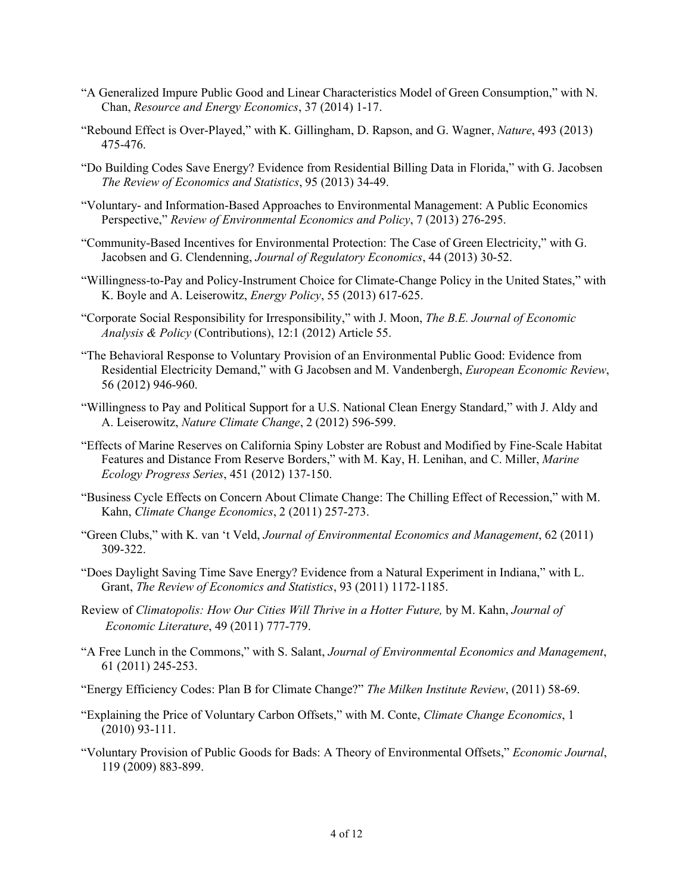"A Generalized Impure Public Good and Linear Characteristics Model of Green Consumption," with N. Chan, *Resource and Energy Economics*, 37 (2014) 1-17.

"Rebound Effect is Over-Played," with K. Gillingham, D. Rapson, and G. Wagner, *Nature*, 493 (2013) 475-476.

"Do Building Codes Save Energy? Evidence from Residential Billing Data in Florida," with G. Jacobsen *The Review of Economics and Statistics*, 95 (2013) 34-49.

"Voluntary- and Information-Based Approaches to Environmental Management: A Public Economics Perspective," *Review of Environmental Economics and Policy*, 7 (2013) 276-295.

"Community-Based Incentives for Environmental Protection: The Case of Green Electricity," with G. Jacobsen and G. Clendenning, *Journal of Regulatory Economics*, 44 (2013) 30-52.

"Willingness-to-Pay and Policy-Instrument Choice for Climate-Change Policy in the United States," with K. Boyle and A. Leiserowitz, *Energy Policy*, 55 (2013) 617-625.

"Corporate Social Responsibility for Irresponsibility," with J. Moon, *The B.E. Journal of Economic Analysis & Policy* (Contributions), 12:1 (2012) Article 55.

"The Behavioral Response to Voluntary Provision of an Environmental Public Good: Evidence from Residential Electricity Demand," with G Jacobsen and M. Vandenbergh, *European Economic Review*, 56 (2012) 946-960.

"Willingness to Pay and Political Support for a U.S. National Clean Energy Standard," with J. Aldy and A. Leiserowitz, *Nature Climate Change*, 2 (2012) 596-599.

"Effects of Marine Reserves on California Spiny Lobster are Robust and Modified by Fine-Scale Habitat Features and Distance From Reserve Borders," with M. Kay, H. Lenihan, and C. Miller, *Marine Ecology Progress Series*, 451 (2012) 137-150.

"Business Cycle Effects on Concern About Climate Change: The Chilling Effect of Recession," with M. Kahn, *Climate Change Economics*, 2 (2011) 257-273.

"Green Clubs," with K. van 't Veld, *Journal of Environmental Economics and Management*, 62 (2011) 309-322.

"Does Daylight Saving Time Save Energy? Evidence from a Natural Experiment in Indiana," with L. Grant, *The Review of Economics and Statistics*, 93 (2011) 1172-1185.

Review of *Climatopolis: How Our Cities Will Thrive in a Hotter Future,* by M. Kahn, *Journal of Economic Literature*, 49 (2011) 777-779.

"A Free Lunch in the Commons," with S. Salant, *Journal of Environmental Economics and Management*, 61 (2011) 245-253.

"Energy Efficiency Codes: Plan B for Climate Change?" *The Milken Institute Review*, (2011) 58-69.

"Explaining the Price of Voluntary Carbon Offsets," with M. Conte, *Climate Change Economics*, 1 (2010) 93-111.

"Voluntary Provision of Public Goods for Bads: A Theory of Environmental Offsets," *Economic Journal*, 119 (2009) 883-899.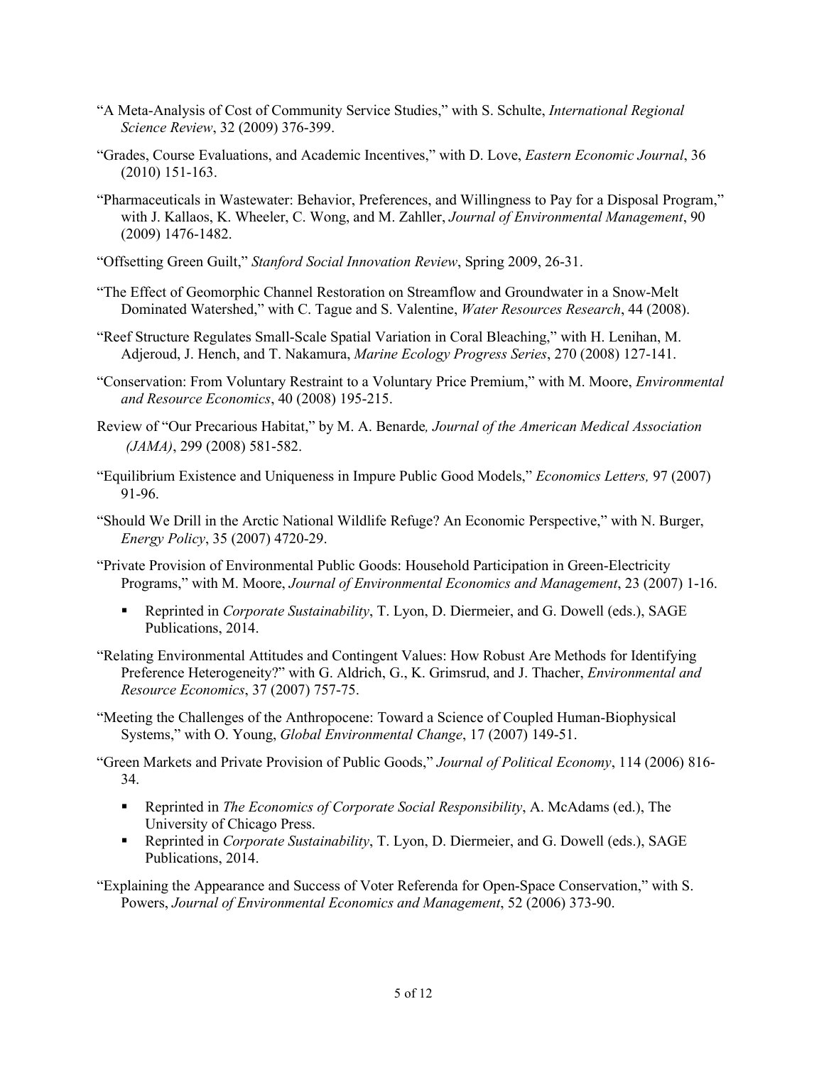"A Meta-Analysis of Cost of Community Service Studies," with S. Schulte, *International Regional Science Review*, 32 (2009) 376-399.

"Grades, Course Evaluations, and Academic Incentives," with D. Love, *Eastern Economic Journal*, 36 (2010) 151-163.

"Pharmaceuticals in Wastewater: Behavior, Preferences, and Willingness to Pay for a Disposal Program," with J. Kallaos, K. Wheeler, C. Wong, and M. Zahller, *Journal of Environmental Management*, 90 (2009) 1476-1482.

"Offsetting Green Guilt," *Stanford Social Innovation Review*, Spring 2009, 26-31.

"The Effect of Geomorphic Channel Restoration on Streamflow and Groundwater in a Snow-Melt Dominated Watershed," with C. Tague and S. Valentine, *Water Resources Research*, 44 (2008).

"Reef Structure Regulates Small-Scale Spatial Variation in Coral Bleaching," with H. Lenihan, M. Adjeroud, J. Hench, and T. Nakamura, *Marine Ecology Progress Series*, 270 (2008) 127-141.

"Conservation: From Voluntary Restraint to a Voluntary Price Premium," with M. Moore, *Environmental and Resource Economics*, 40 (2008) 195-215.

Review of "Our Precarious Habitat," by M. A. Benarde*, Journal of the American Medical Association (JAMA)*, 299 (2008) 581-582.

"Equilibrium Existence and Uniqueness in Impure Public Good Models," *Economics Letters,* 97 (2007) 91-96.

"Should We Drill in the Arctic National Wildlife Refuge? An Economic Perspective," with N. Burger, *Energy Policy*, 35 (2007) 4720-29.

"Private Provision of Environmental Public Goods: Household Participation in Green-Electricity Programs," with M. Moore, *Journal of Environmental Economics and Management*, 23 (2007) 1-16.

- Reprinted in *Corporate Sustainability*, T. Lyon, D. Diermeier, and G. Dowell (eds.), SAGE Publications, 2014.

"Relating Environmental Attitudes and Contingent Values: How Robust Are Methods for Identifying Preference Heterogeneity?" with G. Aldrich, G., K. Grimsrud, and J. Thacher, *Environmental and Resource Economics*, 37 (2007) 757-75.

"Meeting the Challenges of the Anthropocene: Toward a Science of Coupled Human-Biophysical Systems," with O. Young, *Global Environmental Change*, 17 (2007) 149-51.

"Green Markets and Private Provision of Public Goods," *Journal of Political Economy*, 114 (2006) 816-34.

- Reprinted in *The Economics of Corporate Social Responsibility*, A. McAdams (ed.), The University of Chicago Press.
- Reprinted in *Corporate Sustainability*, T. Lyon, D. Diermeier, and G. Dowell (eds.), SAGE Publications, 2014.

"Explaining the Appearance and Success of Voter Referenda for Open-Space Conservation," with S. Powers, *Journal of Environmental Economics and Management*, 52 (2006) 373-90.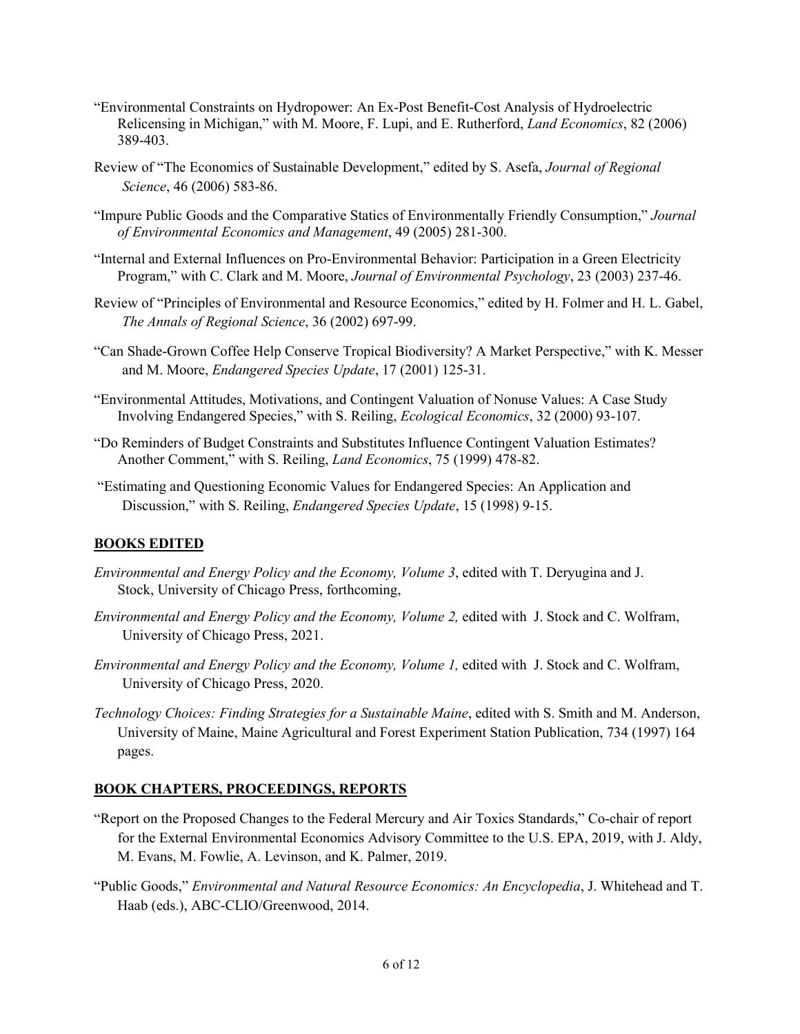"Environmental Constraints on Hydropower: An Ex-Post Benefit-Cost Analysis of Hydroelectric Relicensing in Michigan," with M. Moore, F. Lupi, and E. Rutherford, *Land Economics*, 82 (2006) 389-403.

Review of "The Economics of Sustainable Development," edited by S. Asefa, *Journal of Regional Science*, 46 (2006) 583-86.

"Impure Public Goods and the Comparative Statics of Environmentally Friendly Consumption," *Journal of Environmental Economics and Management*, 49 (2005) 281-300.

"Internal and External Influences on Pro-Environmental Behavior: Participation in a Green Electricity Program," with C. Clark and M. Moore, *Journal of Environmental Psychology*, 23 (2003) 237-46.

Review of "Principles of Environmental and Resource Economics," edited by H. Folmer and H. L. Gabel, *The Annals of Regional Science*, 36 (2002) 697-99.

"Can Shade-Grown Coffee Help Conserve Tropical Biodiversity? A Market Perspective," with K. Messer and M. Moore, *Endangered Species Update*, 17 (2001) 125-31.

"Environmental Attitudes, Motivations, and Contingent Valuation of Nonuse Values: A Case Study Involving Endangered Species," with S. Reiling, *Ecological Economics*, 32 (2000) 93-107.

"Do Reminders of Budget Constraints and Substitutes Influence Contingent Valuation Estimates? Another Comment," with S. Reiling, *Land Economics*, 75 (1999) 478-82.

"Estimating and Questioning Economic Values for Endangered Species: An Application and Discussion," with S. Reiling, *Endangered Species Update*, 15 (1998) 9-15.

## BOOKS EDITED

*Environmental and Energy Policy and the Economy, Volume 3*, edited with T. Deryugina and J. Stock, University of Chicago Press, forthcoming,

*Environmental and Energy Policy and the Economy, Volume 2,* edited with J. Stock and C. Wolfram, University of Chicago Press, 2021.

*Environmental and Energy Policy and the Economy, Volume 1,* edited with J. Stock and C. Wolfram, University of Chicago Press, 2020.

*Technology Choices: Finding Strategies for a Sustainable Maine*, edited with S. Smith and M. Anderson, University of Maine, Maine Agricultural and Forest Experiment Station Publication, 734 (1997) 164 pages.

## BOOK CHAPTERS, PROCEEDINGS, REPORTS

"Report on the Proposed Changes to the Federal Mercury and Air Toxics Standards," Co-chair of report for the External Environmental Economics Advisory Committee to the U.S. EPA, 2019, with J. Aldy, M. Evans, M. Fowlie, A. Levinson, and K. Palmer, 2019.

"Public Goods," *Environmental and Natural Resource Economics: An Encyclopedia*, J. Whitehead and T. Haab (eds.), ABC-CLIO/Greenwood, 2014.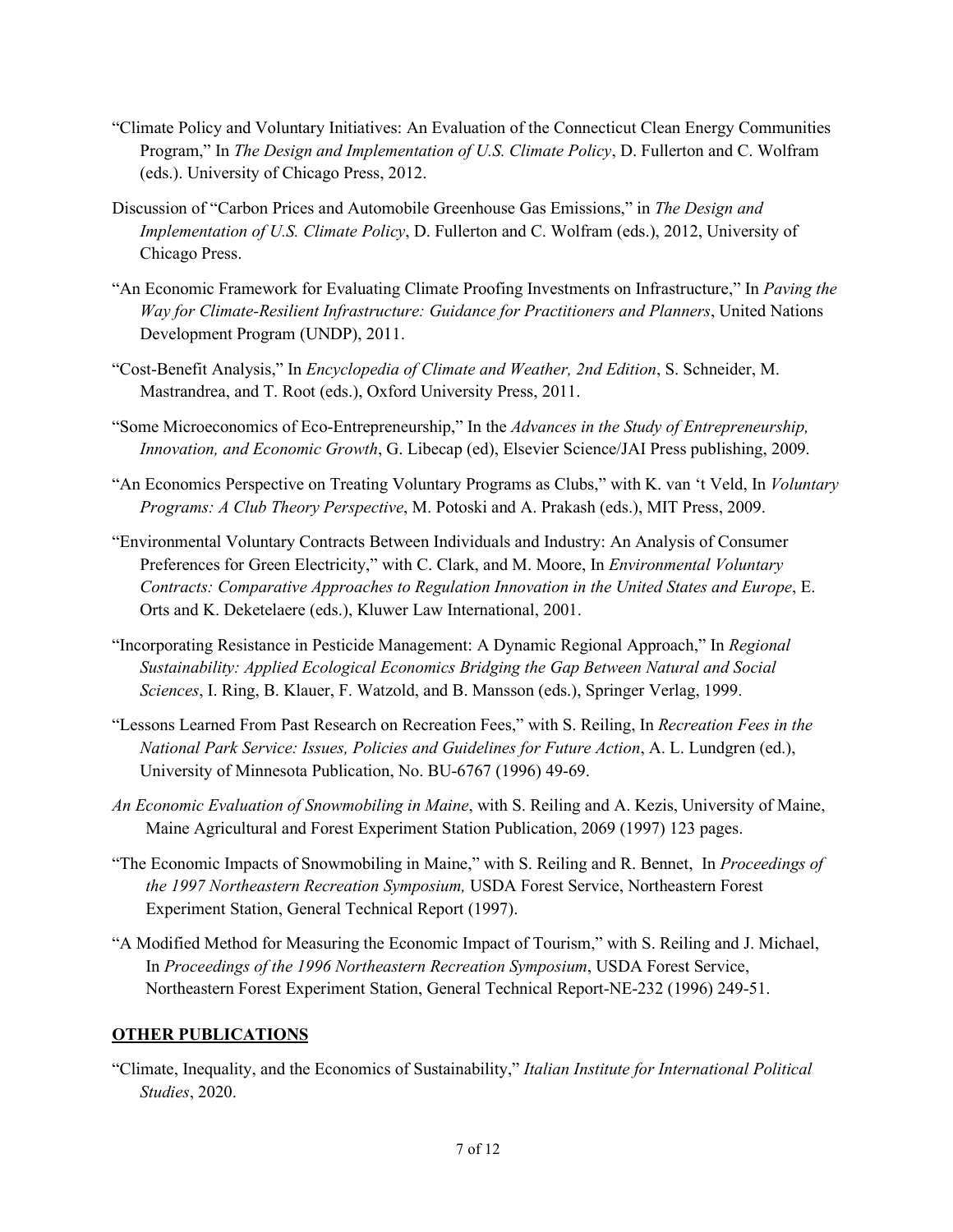"Climate Policy and Voluntary Initiatives: An Evaluation of the Connecticut Clean Energy Communities Program," In *The Design and Implementation of U.S. Climate Policy*, D. Fullerton and C. Wolfram (eds.). University of Chicago Press, 2012.

Discussion of "Carbon Prices and Automobile Greenhouse Gas Emissions," in *The Design and Implementation of U.S. Climate Policy*, D. Fullerton and C. Wolfram (eds.), 2012, University of Chicago Press.

"An Economic Framework for Evaluating Climate Proofing Investments on Infrastructure," In *Paving the Way for Climate-Resilient Infrastructure: Guidance for Practitioners and Planners*, United Nations Development Program (UNDP), 2011.

"Cost-Benefit Analysis," In *Encyclopedia of Climate and Weather, 2nd Edition*, S. Schneider, M. Mastrandrea, and T. Root (eds.), Oxford University Press, 2011.

"Some Microeconomics of Eco-Entrepreneurship," In the *Advances in the Study of Entrepreneurship, Innovation, and Economic Growth*, G. Libecap (ed), Elsevier Science/JAI Press publishing, 2009.

"An Economics Perspective on Treating Voluntary Programs as Clubs," with K. van 't Veld, In *Voluntary Programs: A Club Theory Perspective*, M. Potoski and A. Prakash (eds.), MIT Press, 2009.

"Environmental Voluntary Contracts Between Individuals and Industry: An Analysis of Consumer Preferences for Green Electricity," with C. Clark, and M. Moore, In *Environmental Voluntary Contracts: Comparative Approaches to Regulation Innovation in the United States and Europe*, E. Orts and K. Deketelaere (eds.), Kluwer Law International, 2001.

"Incorporating Resistance in Pesticide Management: A Dynamic Regional Approach," In *Regional Sustainability: Applied Ecological Economics Bridging the Gap Between Natural and Social Sciences*, I. Ring, B. Klauer, F. Watzold, and B. Mansson (eds.), Springer Verlag, 1999.

"Lessons Learned From Past Research on Recreation Fees," with S. Reiling, In *Recreation Fees in the National Park Service: Issues, Policies and Guidelines for Future Action*, A. L. Lundgren (ed.), University of Minnesota Publication, No. BU-6767 (1996) 49-69.

*An Economic Evaluation of Snowmobiling in Maine*, with S. Reiling and A. Kezis, University of Maine, Maine Agricultural and Forest Experiment Station Publication, 2069 (1997) 123 pages.

"The Economic Impacts of Snowmobiling in Maine," with S. Reiling and R. Bennet, In *Proceedings of the 1997 Northeastern Recreation Symposium,* USDA Forest Service, Northeastern Forest Experiment Station, General Technical Report (1997).

"A Modified Method for Measuring the Economic Impact of Tourism," with S. Reiling and J. Michael, In *Proceedings of the 1996 Northeastern Recreation Symposium*, USDA Forest Service, Northeastern Forest Experiment Station, General Technical Report-NE-232 (1996) 249-51.

## OTHER PUBLICATIONS

"Climate, Inequality, and the Economics of Sustainability," *Italian Institute for International Political Studies*, 2020.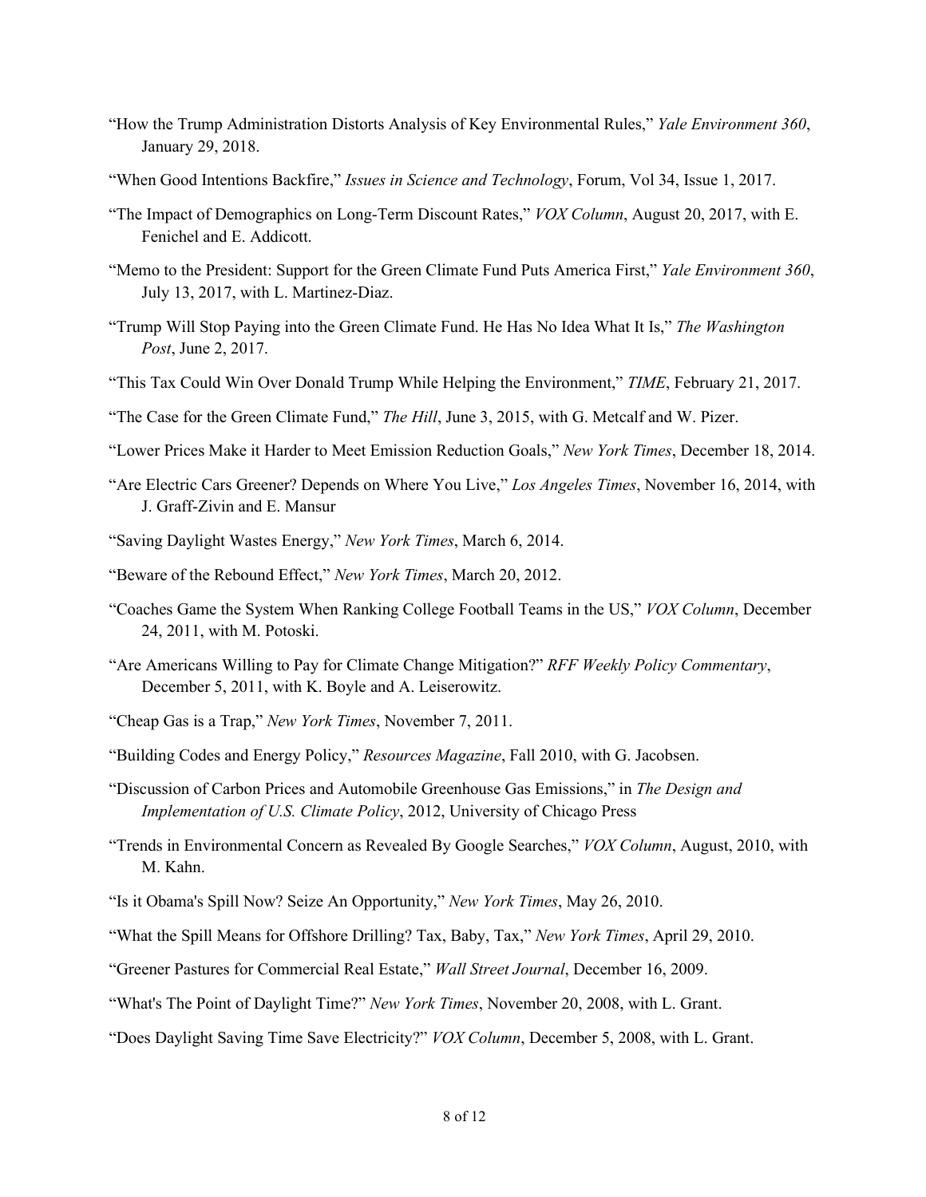“How the Trump Administration Distorts Analysis of Key Environmental Rules,” *Yale Environment 360*, January 29, 2018.

“When Good Intentions Backfire,” *Issues in Science and Technology*, Forum, Vol 34, Issue 1, 2017.

“The Impact of Demographics on Long-Term Discount Rates,” *VOX Column*, August 20, 2017, with E. Fenichel and E. Addicott.

“Memo to the President: Support for the Green Climate Fund Puts America First,” *Yale Environment 360*, July 13, 2017, with L. Martinez-Diaz.

“Trump Will Stop Paying into the Green Climate Fund. He Has No Idea What It Is,” *The Washington Post*, June 2, 2017.

“This Tax Could Win Over Donald Trump While Helping the Environment,” *TIME*, February 21, 2017.

“The Case for the Green Climate Fund,” *The Hill*, June 3, 2015, with G. Metcalf and W. Pizer.

“Lower Prices Make it Harder to Meet Emission Reduction Goals,” *New York Times*, December 18, 2014.

“Are Electric Cars Greener? Depends on Where You Live,” *Los Angeles Times*, November 16, 2014, with J. Graff-Zivin and E. Mansur

“Saving Daylight Wastes Energy,” *New York Times*, March 6, 2014.

“Beware of the Rebound Effect,” *New York Times*, March 20, 2012.

“Coaches Game the System When Ranking College Football Teams in the US,” *VOX Column*, December 24, 2011, with M. Potoski.

“Are Americans Willing to Pay for Climate Change Mitigation?” *RFF Weekly Policy Commentary*, December 5, 2011, with K. Boyle and A. Leiserowitz.

“Cheap Gas is a Trap,” *New York Times*, November 7, 2011.

“Building Codes and Energy Policy,” *Resources Magazine*, Fall 2010, with G. Jacobsen.

“Discussion of Carbon Prices and Automobile Greenhouse Gas Emissions,” in *The Design and Implementation of U.S. Climate Policy*, 2012, University of Chicago Press

“Trends in Environmental Concern as Revealed By Google Searches,” *VOX Column*, August, 2010, with M. Kahn.

“Is it Obama's Spill Now? Seize An Opportunity,” *New York Times*, May 26, 2010.

“What the Spill Means for Offshore Drilling? Tax, Baby, Tax,” *New York Times*, April 29, 2010.

“Greener Pastures for Commercial Real Estate,” *Wall Street Journal*, December 16, 2009.

“What's The Point of Daylight Time?” *New York Times*, November 20, 2008, with L. Grant.

“Does Daylight Saving Time Save Electricity?” *VOX Column*, December 5, 2008, with L. Grant.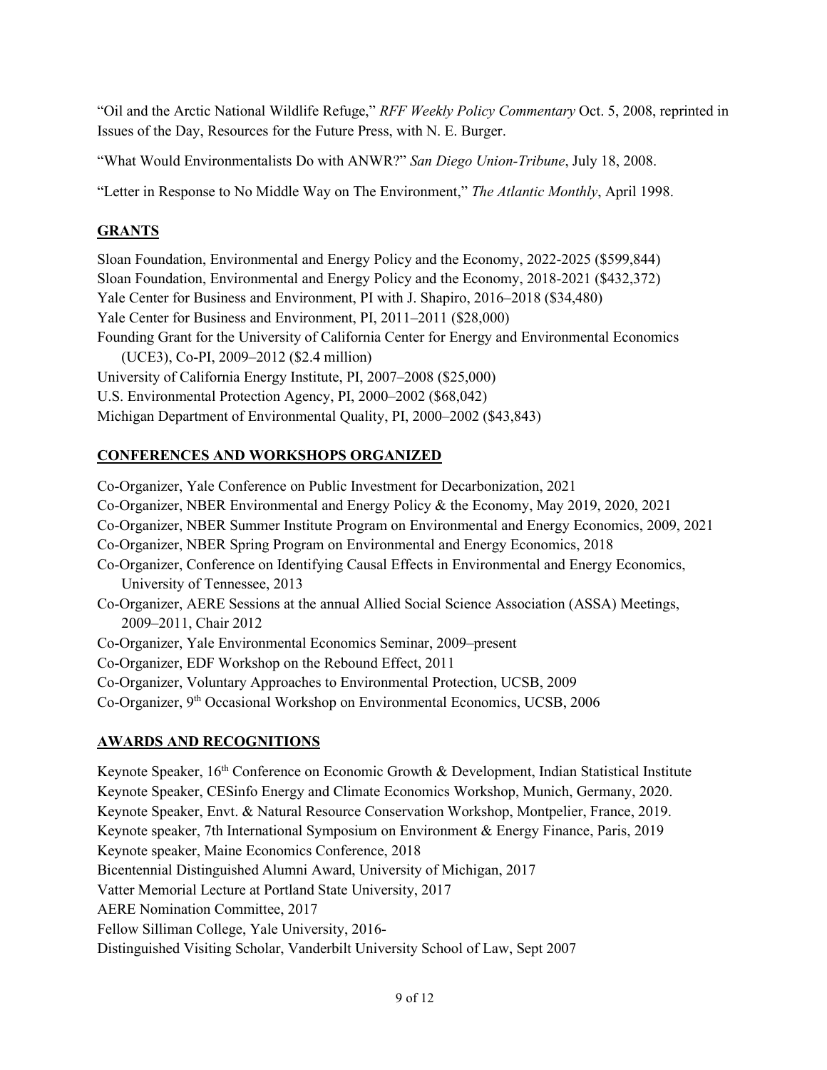"Oil and the Arctic National Wildlife Refuge," *RFF Weekly Policy Commentary* Oct. 5, 2008, reprinted in Issues of the Day, Resources for the Future Press, with N. E. Burger.

"What Would Environmentalists Do with ANWR?" *San Diego Union-Tribune*, July 18, 2008.

"Letter in Response to No Middle Way on The Environment," *The Atlantic Monthly*, April 1998.

## GRANTS

Sloan Foundation, Environmental and Energy Policy and the Economy, 2022-2025 ($599,844)
Sloan Foundation, Environmental and Energy Policy and the Economy, 2018-2021 ($432,372)
Yale Center for Business and Environment, PI with J. Shapiro, 2016–2018 ($34,480)
Yale Center for Business and Environment, PI, 2011–2011 ($28,000)
Founding Grant for the University of California Center for Energy and Environmental Economics (UCE3), Co-PI, 2009–2012 ($2.4 million)
University of California Energy Institute, PI, 2007–2008 ($25,000)
U.S. Environmental Protection Agency, PI, 2000–2002 ($68,042)
Michigan Department of Environmental Quality, PI, 2000–2002 ($43,843)

## CONFERENCES AND WORKSHOPS ORGANIZED

Co-Organizer, Yale Conference on Public Investment for Decarbonization, 2021
Co-Organizer, NBER Environmental and Energy Policy & the Economy, May 2019, 2020, 2021
Co-Organizer, NBER Summer Institute Program on Environmental and Energy Economics, 2009, 2021
Co-Organizer, NBER Spring Program on Environmental and Energy Economics, 2018
Co-Organizer, Conference on Identifying Causal Effects in Environmental and Energy Economics, University of Tennessee, 2013
Co-Organizer, AERE Sessions at the annual Allied Social Science Association (ASSA) Meetings, 2009–2011, Chair 2012
Co-Organizer, Yale Environmental Economics Seminar, 2009–present
Co-Organizer, EDF Workshop on the Rebound Effect, 2011
Co-Organizer, Voluntary Approaches to Environmental Protection, UCSB, 2009
Co-Organizer, 9th Occasional Workshop on Environmental Economics, UCSB, 2006

## AWARDS AND RECOGNITIONS

Keynote Speaker, 16th Conference on Economic Growth & Development, Indian Statistical Institute
Keynote Speaker, CESinfo Energy and Climate Economics Workshop, Munich, Germany, 2020.
Keynote Speaker, Envt. & Natural Resource Conservation Workshop, Montpelier, France, 2019.
Keynote speaker, 7th International Symposium on Environment & Energy Finance, Paris, 2019
Keynote speaker, Maine Economics Conference, 2018
Bicentennial Distinguished Alumni Award, University of Michigan, 2017
Vatter Memorial Lecture at Portland State University, 2017
AERE Nomination Committee, 2017
Fellow Silliman College, Yale University, 2016-
Distinguished Visiting Scholar, Vanderbilt University School of Law, Sept 2007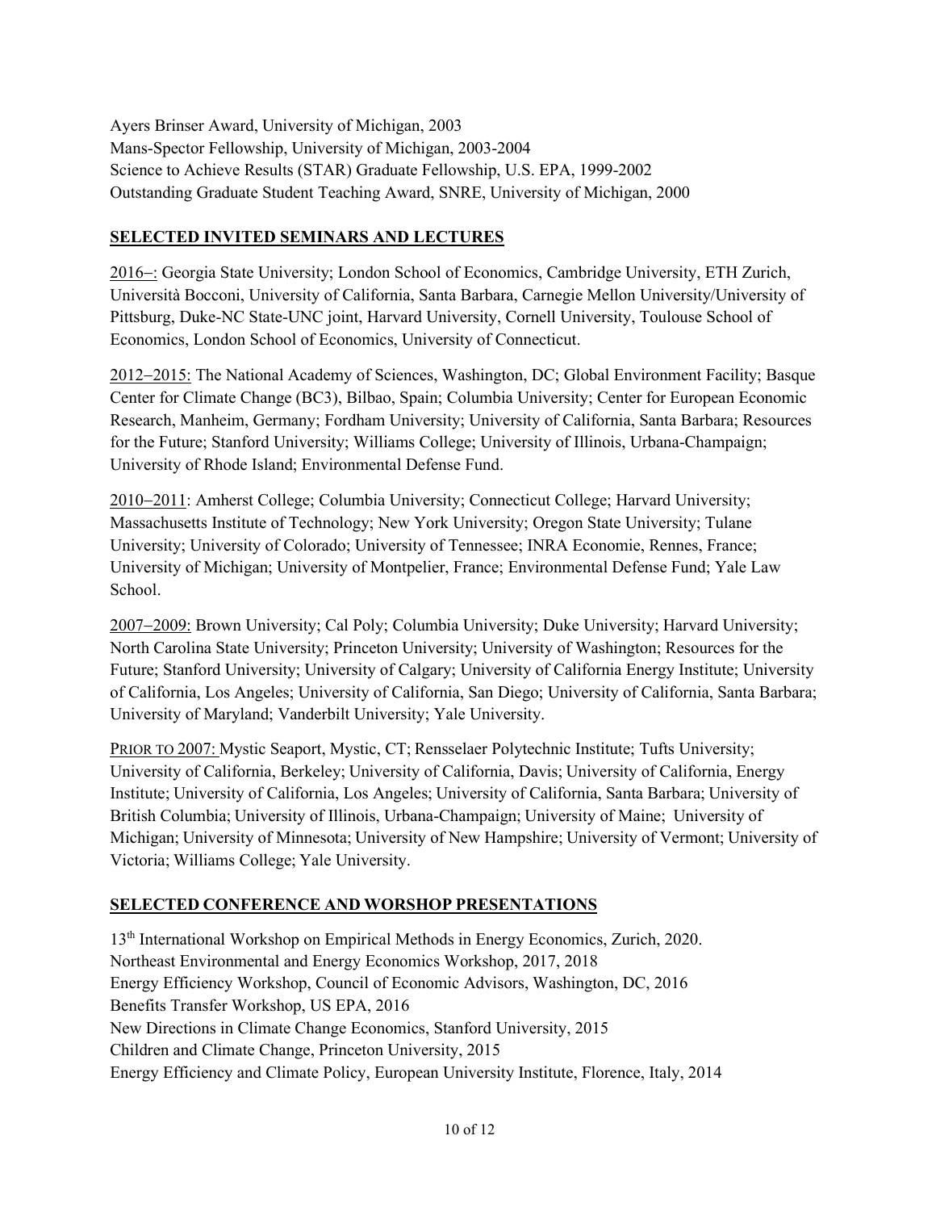Ayers Brinser Award, University of Michigan, 2003
Mans-Spector Fellowship, University of Michigan, 2003-2004
Science to Achieve Results (STAR) Graduate Fellowship, U.S. EPA, 1999-2002
Outstanding Graduate Student Teaching Award, SNRE, University of Michigan, 2000

## SELECTED INVITED SEMINARS AND LECTURES

2016–: Georgia State University; London School of Economics, Cambridge University, ETH Zurich, Università Bocconi, University of California, Santa Barbara, Carnegie Mellon University/University of Pittsburg, Duke-NC State-UNC joint, Harvard University, Cornell University, Toulouse School of Economics, London School of Economics, University of Connecticut.

2012–2015: The National Academy of Sciences, Washington, DC; Global Environment Facility; Basque Center for Climate Change (BC3), Bilbao, Spain; Columbia University; Center for European Economic Research, Manheim, Germany; Fordham University; University of California, Santa Barbara; Resources for the Future; Stanford University; Williams College; University of Illinois, Urbana-Champaign; University of Rhode Island; Environmental Defense Fund.

2010–2011: Amherst College; Columbia University; Connecticut College; Harvard University; Massachusetts Institute of Technology; New York University; Oregon State University; Tulane University; University of Colorado; University of Tennessee; INRA Economie, Rennes, France; University of Michigan; University of Montpelier, France; Environmental Defense Fund; Yale Law School.

2007–2009: Brown University; Cal Poly; Columbia University; Duke University; Harvard University; North Carolina State University; Princeton University; University of Washington; Resources for the Future; Stanford University; University of Calgary; University of California Energy Institute; University of California, Los Angeles; University of California, San Diego; University of California, Santa Barbara; University of Maryland; Vanderbilt University; Yale University.

PRIOR TO 2007: Mystic Seaport, Mystic, CT; Rensselaer Polytechnic Institute; Tufts University; University of California, Berkeley; University of California, Davis; University of California, Energy Institute; University of California, Los Angeles; University of California, Santa Barbara; University of British Columbia; University of Illinois, Urbana-Champaign; University of Maine; University of Michigan; University of Minnesota; University of New Hampshire; University of Vermont; University of Victoria; Williams College; Yale University.

## SELECTED CONFERENCE AND WORSHOP PRESENTATIONS

13th International Workshop on Empirical Methods in Energy Economics, Zurich, 2020.
Northeast Environmental and Energy Economics Workshop, 2017, 2018
Energy Efficiency Workshop, Council of Economic Advisors, Washington, DC, 2016
Benefits Transfer Workshop, US EPA, 2016
New Directions in Climate Change Economics, Stanford University, 2015
Children and Climate Change, Princeton University, 2015
Energy Efficiency and Climate Policy, European University Institute, Florence, Italy, 2014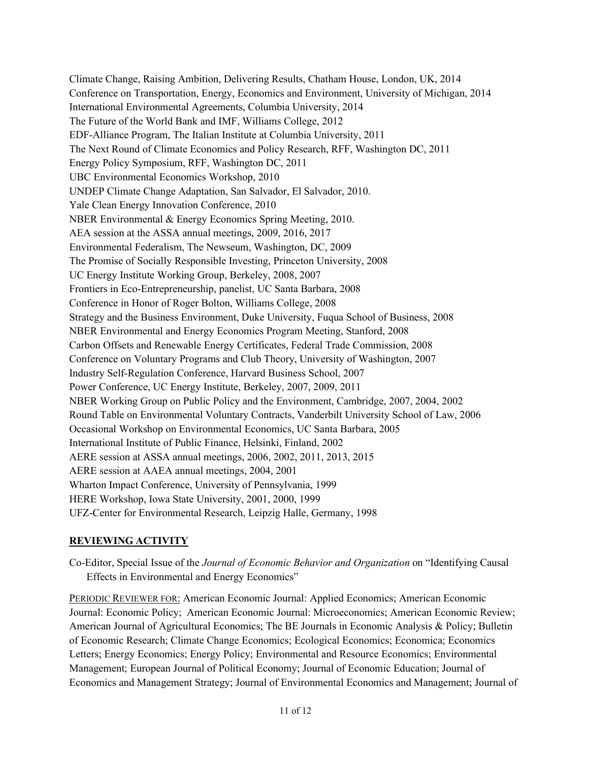Climate Change, Raising Ambition, Delivering Results, Chatham House, London, UK, 2014
Conference on Transportation, Energy, Economics and Environment, University of Michigan, 2014
International Environmental Agreements, Columbia University, 2014
The Future of the World Bank and IMF, Williams College, 2012
EDF-Alliance Program, The Italian Institute at Columbia University, 2011
The Next Round of Climate Economics and Policy Research, RFF, Washington DC, 2011
Energy Policy Symposium, RFF, Washington DC, 2011
UBC Environmental Economics Workshop, 2010
UNDEP Climate Change Adaptation, San Salvador, El Salvador, 2010.
Yale Clean Energy Innovation Conference, 2010
NBER Environmental & Energy Economics Spring Meeting, 2010.
AEA session at the ASSA annual meetings, 2009, 2016, 2017
Environmental Federalism, The Newseum, Washington, DC, 2009
The Promise of Socially Responsible Investing, Princeton University, 2008
UC Energy Institute Working Group, Berkeley, 2008, 2007
Frontiers in Eco-Entrepreneurship, panelist, UC Santa Barbara, 2008
Conference in Honor of Roger Bolton, Williams College, 2008
Strategy and the Business Environment, Duke University, Fuqua School of Business, 2008
NBER Environmental and Energy Economics Program Meeting, Stanford, 2008
Carbon Offsets and Renewable Energy Certificates, Federal Trade Commission, 2008
Conference on Voluntary Programs and Club Theory, University of Washington, 2007
Industry Self-Regulation Conference, Harvard Business School, 2007
Power Conference, UC Energy Institute, Berkeley, 2007, 2009, 2011
NBER Working Group on Public Policy and the Environment, Cambridge, 2007, 2004, 2002
Round Table on Environmental Voluntary Contracts, Vanderbilt University School of Law, 2006
Occasional Workshop on Environmental Economics, UC Santa Barbara, 2005
International Institute of Public Finance, Helsinki, Finland, 2002
AERE session at ASSA annual meetings, 2006, 2002, 2011, 2013, 2015
AERE session at AAEA annual meetings, 2004, 2001
Wharton Impact Conference, University of Pennsylvania, 1999
HERE Workshop, Iowa State University, 2001, 2000, 1999
UFZ-Center for Environmental Research, Leipzig Halle, Germany, 1998

## REVIEWING ACTIVITY

Co-Editor, Special Issue of the *Journal of Economic Behavior and Organization* on "Identifying Causal Effects in Environmental and Energy Economics"

PERIODIC REVIEWER FOR: American Economic Journal: Applied Economics; American Economic Journal: Economic Policy; American Economic Journal: Microeconomics; American Economic Review; American Journal of Agricultural Economics; The BE Journals in Economic Analysis & Policy; Bulletin of Economic Research; Climate Change Economics; Ecological Economics; Economica; Economics Letters; Energy Economics; Energy Policy; Environmental and Resource Economics; Environmental Management; European Journal of Political Economy; Journal of Economic Education; Journal of Economics and Management Strategy; Journal of Environmental Economics and Management; Journal of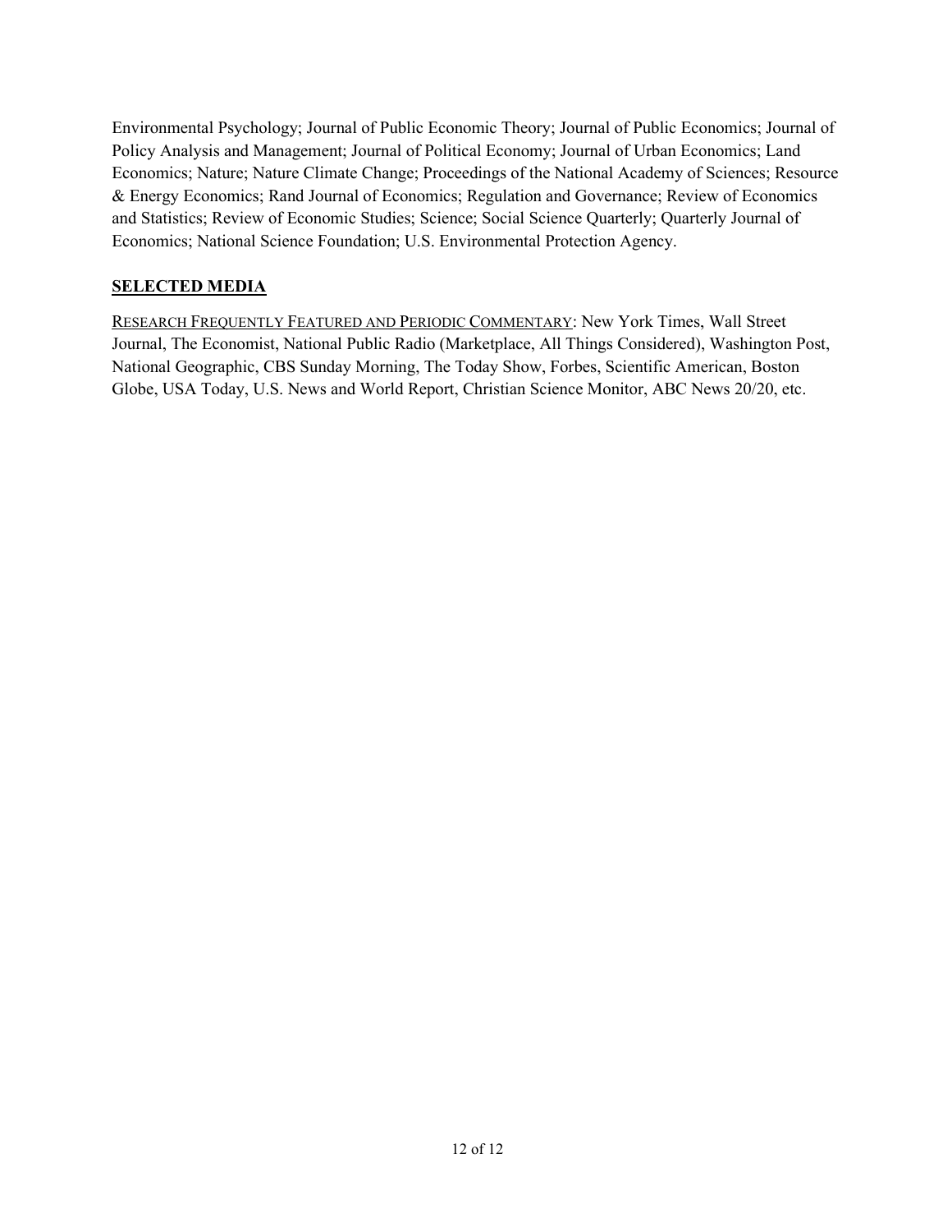Environmental Psychology; Journal of Public Economic Theory; Journal of Public Economics; Journal of Policy Analysis and Management; Journal of Political Economy; Journal of Urban Economics; Land Economics; Nature; Nature Climate Change; Proceedings of the National Academy of Sciences; Resource & Energy Economics; Rand Journal of Economics; Regulation and Governance; Review of Economics and Statistics; Review of Economic Studies; Science; Social Science Quarterly; Quarterly Journal of Economics; National Science Foundation; U.S. Environmental Protection Agency.

## SELECTED MEDIA

RESEARCH FREQUENTLY FEATURED AND PERIODIC COMMENTARY: New York Times, Wall Street Journal, The Economist, National Public Radio (Marketplace, All Things Considered), Washington Post, National Geographic, CBS Sunday Morning, The Today Show, Forbes, Scientific American, Boston Globe, USA Today, U.S. News and World Report, Christian Science Monitor, ABC News 20/20, etc.